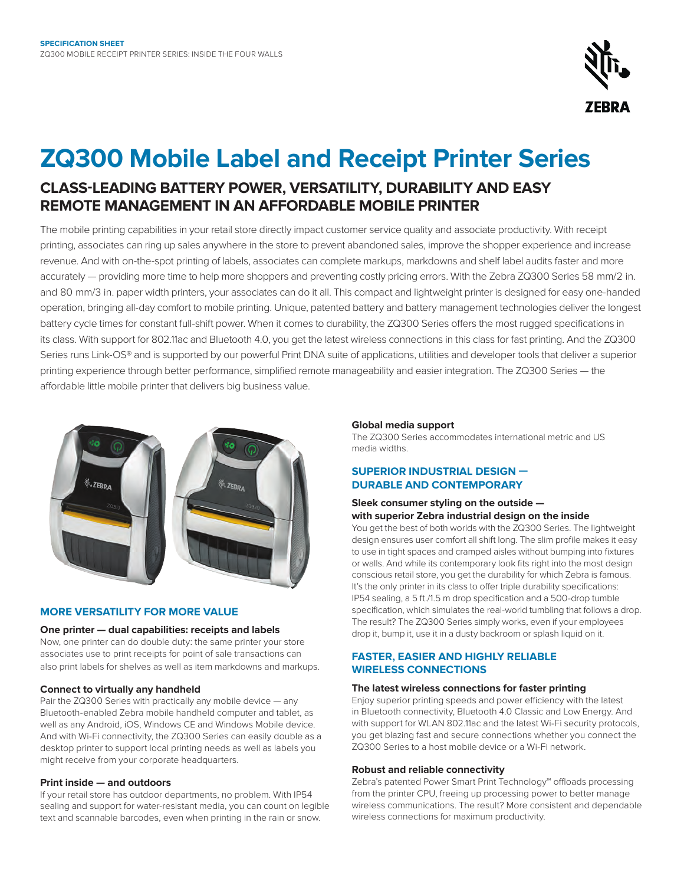SPECIFICATION SHEET
ZQ300 MOBILE RECEIPT PRINTER SERIES: INSIDE THE FOUR WALLS

# ZQ300 Mobile Label and Receipt Printer Series

## CLASS-LEADING BATTERY POWER, VERSATILITY, DURABILITY AND EASY REMOTE MANAGEMENT IN AN AFFORDABLE MOBILE PRINTER

The mobile printing capabilities in your retail store directly impact customer service quality and associate productivity. With receipt printing, associates can ring up sales anywhere in the store to prevent abandoned sales, improve the shopper experience and increase revenue. And with on-the-spot printing of labels, associates can complete markups, markdowns and shelf label audits faster and more accurately — providing more time to help more shoppers and preventing costly pricing errors. With the Zebra ZQ300 Series 58 mm/2 in. and 80 mm/3 in. paper width printers, your associates can do it all. This compact and lightweight printer is designed for easy one-handed operation, bringing all-day comfort to mobile printing. Unique, patented battery and battery management technologies deliver the longest battery cycle times for constant full-shift power. When it comes to durability, the ZQ300 Series offers the most rugged specifications in its class. With support for 802.11ac and Bluetooth 4.0, you get the latest wireless connections in this class for fast printing. And the ZQ300 Series runs Link-OS® and is supported by our powerful Print DNA suite of applications, utilities and developer tools that deliver a superior printing experience through better performance, simplified remote manageability and easier integration. The ZQ300 Series — the affordable little mobile printer that delivers big business value.

### MORE VERSATILITY FOR MORE VALUE

**One printer — dual capabilities: receipts and labels**

Now, one printer can do double duty: the same printer your store associates use to print receipts for point of sale transactions can also print labels for shelves as well as item markdowns and markups.

**Connect to virtually any handheld**

Pair the ZQ300 Series with practically any mobile device — any Bluetooth-enabled Zebra mobile handheld computer and tablet, as well as any Android, iOS, Windows CE and Windows Mobile device. And with Wi-Fi connectivity, the ZQ300 Series can easily double as a desktop printer to support local printing needs as well as labels you might receive from your corporate headquarters.

**Print inside — and outdoors**

If your retail store has outdoor departments, no problem. With IP54 sealing and support for water-resistant media, you can count on legible text and scannable barcodes, even when printing in the rain or snow.

**Global media support**

The ZQ300 Series accommodates international metric and US media widths.

### SUPERIOR INDUSTRIAL DESIGN — DURABLE AND CONTEMPORARY

**Sleek consumer styling on the outside — with superior Zebra industrial design on the inside**

You get the best of both worlds with the ZQ300 Series. The lightweight design ensures user comfort all shift long. The slim profile makes it easy to use in tight spaces and cramped aisles without bumping into fixtures or walls. And while its contemporary look fits right into the most design conscious retail store, you get the durability for which Zebra is famous. It's the only printer in its class to offer triple durability specifications: IP54 sealing, a 5 ft./1.5 m drop specification and a 500-drop tumble specification, which simulates the real-world tumbling that follows a drop. The result? The ZQ300 Series simply works, even if your employees drop it, bump it, use it in a dusty backroom or splash liquid on it.

### FASTER, EASIER AND HIGHLY RELIABLE WIRELESS CONNECTIONS

**The latest wireless connections for faster printing**

Enjoy superior printing speeds and power efficiency with the latest in Bluetooth connectivity, Bluetooth 4.0 Classic and Low Energy. And with support for WLAN 802.11ac and the latest Wi-Fi security protocols, you get blazing fast and secure connections whether you connect the ZQ300 Series to a host mobile device or a Wi-Fi network.

**Robust and reliable connectivity**

Zebra's patented Power Smart Print Technology™ offloads processing from the printer CPU, freeing up processing power to better manage wireless communications. The result? More consistent and dependable wireless connections for maximum productivity.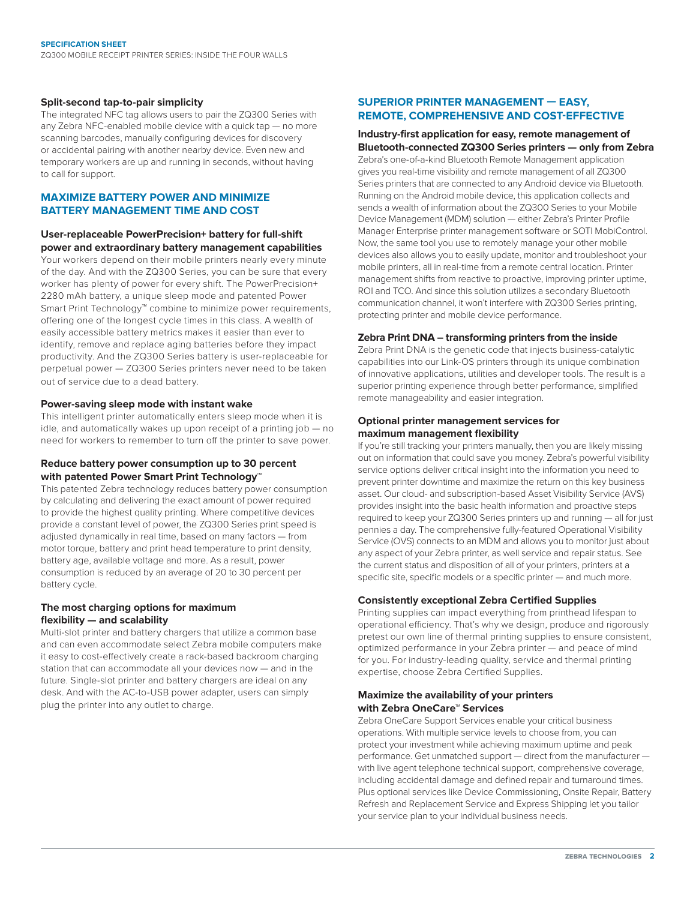### Split-second tap-to-pair simplicity

The integrated NFC tag allows users to pair the ZQ300 Series with any Zebra NFC-enabled mobile device with a quick tap — no more scanning barcodes, manually configuring devices for discovery or accidental pairing with another nearby device. Even new and temporary workers are up and running in seconds, without having to call for support.

## MAXIMIZE BATTERY POWER AND MINIMIZE BATTERY MANAGEMENT TIME AND COST

### User-replaceable PowerPrecision+ battery for full-shift power and extraordinary battery management capabilities

Your workers depend on their mobile printers nearly every minute of the day. And with the ZQ300 Series, you can be sure that every worker has plenty of power for every shift. The PowerPrecision+ 2280 mAh battery, a unique sleep mode and patented Power Smart Print Technology™ combine to minimize power requirements, offering one of the longest cycle times in this class. A wealth of easily accessible battery metrics makes it easier than ever to identify, remove and replace aging batteries before they impact productivity. And the ZQ300 Series battery is user-replaceable for perpetual power — ZQ300 Series printers never need to be taken out of service due to a dead battery.

### Power-saving sleep mode with instant wake

This intelligent printer automatically enters sleep mode when it is idle, and automatically wakes up upon receipt of a printing job — no need for workers to remember to turn off the printer to save power.

### Reduce battery power consumption up to 30 percent with patented Power Smart Print Technology™

This patented Zebra technology reduces battery power consumption by calculating and delivering the exact amount of power required to provide the highest quality printing. Where competitive devices provide a constant level of power, the ZQ300 Series print speed is adjusted dynamically in real time, based on many factors — from motor torque, battery and print head temperature to print density, battery age, available voltage and more. As a result, power consumption is reduced by an average of 20 to 30 percent per battery cycle.

### The most charging options for maximum flexibility — and scalability

Multi-slot printer and battery chargers that utilize a common base and can even accommodate select Zebra mobile computers make it easy to cost-effectively create a rack-based backroom charging station that can accommodate all your devices now — and in the future. Single-slot printer and battery chargers are ideal on any desk. And with the AC-to-USB power adapter, users can simply plug the printer into any outlet to charge.

## SUPERIOR PRINTER MANAGEMENT — EASY, REMOTE, COMPREHENSIVE AND COST-EFFECTIVE

### Industry-first application for easy, remote management of Bluetooth-connected ZQ300 Series printers — only from Zebra

Zebra's one-of-a-kind Bluetooth Remote Management application gives you real-time visibility and remote management of all ZQ300 Series printers that are connected to any Android device via Bluetooth. Running on the Android mobile device, this application collects and sends a wealth of information about the ZQ300 Series to your Mobile Device Management (MDM) solution — either Zebra's Printer Profile Manager Enterprise printer management software or SOTI MobiControl. Now, the same tool you use to remotely manage your other mobile devices also allows you to easily update, monitor and troubleshoot your mobile printers, all in real-time from a remote central location. Printer management shifts from reactive to proactive, improving printer uptime, ROI and TCO. And since this solution utilizes a secondary Bluetooth communication channel, it won't interfere with ZQ300 Series printing, protecting printer and mobile device performance.

### Zebra Print DNA – transforming printers from the inside

Zebra Print DNA is the genetic code that injects business-catalytic capabilities into our Link-OS printers through its unique combination of innovative applications, utilities and developer tools. The result is a superior printing experience through better performance, simplified remote manageability and easier integration.

### Optional printer management services for maximum management flexibility

If you're still tracking your printers manually, then you are likely missing out on information that could save you money. Zebra's powerful visibility service options deliver critical insight into the information you need to prevent printer downtime and maximize the return on this key business asset. Our cloud- and subscription-based Asset Visibility Service (AVS) provides insight into the basic health information and proactive steps required to keep your ZQ300 Series printers up and running — all for just pennies a day. The comprehensive fully-featured Operational Visibility Service (OVS) connects to an MDM and allows you to monitor just about any aspect of your Zebra printer, as well service and repair status. See the current status and disposition of all of your printers, printers at a specific site, specific models or a specific printer — and much more.

### Consistently exceptional Zebra Certified Supplies

Printing supplies can impact everything from printhead lifespan to operational efficiency. That's why we design, produce and rigorously pretest our own line of thermal printing supplies to ensure consistent, optimized performance in your Zebra printer — and peace of mind for you. For industry-leading quality, service and thermal printing expertise, choose Zebra Certified Supplies.

### Maximize the availability of your printers with Zebra OneCare™ Services

Zebra OneCare Support Services enable your critical business operations. With multiple service levels to choose from, you can protect your investment while achieving maximum uptime and peak performance. Get unmatched support — direct from the manufacturer — with live agent telephone technical support, comprehensive coverage, including accidental damage and defined repair and turnaround times. Plus optional services like Device Commissioning, Onsite Repair, Battery Refresh and Replacement Service and Express Shipping let you tailor your service plan to your individual business needs.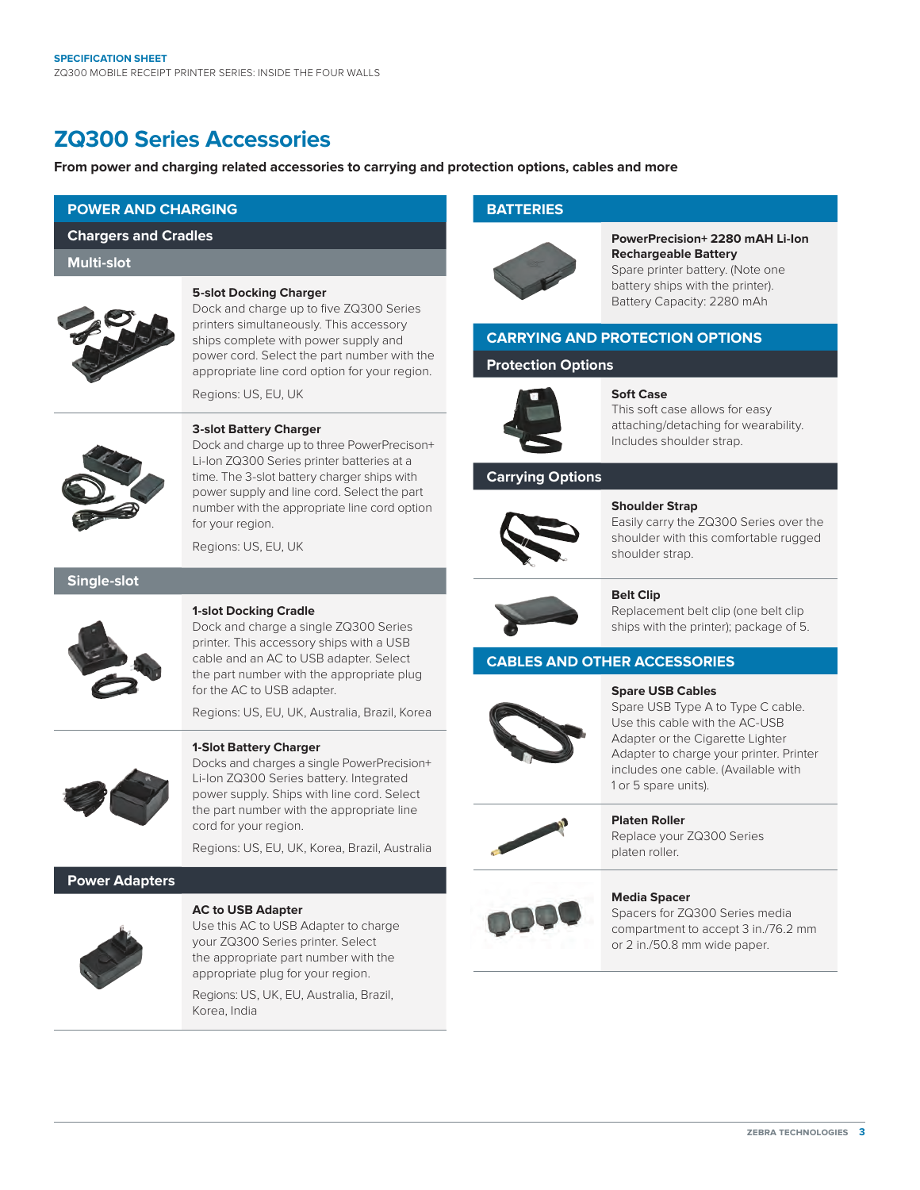# ZQ300 Series Accessories

**From power and charging related accessories to carrying and protection options, cables and more**

## POWER AND CHARGING

### Chargers and Cradles

#### Multi-slot

**5-slot Docking Charger**
Dock and charge up to five ZQ300 Series printers simultaneously. This accessory ships complete with power supply and power cord. Select the part number with the appropriate line cord option for your region.

Regions: US, EU, UK

**3-slot Battery Charger**
Dock and charge up to three PowerPrecison+ Li-Ion ZQ300 Series printer batteries at a time. The 3-slot battery charger ships with power supply and line cord. Select the part number with the appropriate line cord option for your region.

Regions: US, EU, UK

#### Single-slot

**1-slot Docking Cradle**
Dock and charge a single ZQ300 Series printer. This accessory ships with a USB cable and an AC to USB adapter. Select the part number with the appropriate plug for the AC to USB adapter.

Regions: US, EU, UK, Australia, Brazil, Korea

**1-Slot Battery Charger**
Docks and charges a single PowerPrecision+ Li-Ion ZQ300 Series battery. Integrated power supply. Ships with line cord. Select the part number with the appropriate line cord for your region.

Regions: US, EU, UK, Korea, Brazil, Australia

### Power Adapters

**AC to USB Adapter**
Use this AC to USB Adapter to charge your ZQ300 Series printer. Select the appropriate part number with the appropriate plug for your region.

Regions: US, UK, EU, Australia, Brazil, Korea, India

## BATTERIES

**PowerPrecision+ 2280 mAH Li-Ion Rechargeable Battery**
Spare printer battery. (Note one battery ships with the printer). Battery Capacity: 2280 mAh

## CARRYING AND PROTECTION OPTIONS

### Protection Options

**Soft Case**
This soft case allows for easy attaching/detaching for wearability. Includes shoulder strap.

### Carrying Options

**Shoulder Strap**
Easily carry the ZQ300 Series over the shoulder with this comfortable rugged shoulder strap.

**Belt Clip**
Replacement belt clip (one belt clip ships with the printer); package of 5.

## CABLES AND OTHER ACCESSORIES

**Spare USB Cables**
Spare USB Type A to Type C cable. Use this cable with the AC-USB Adapter or the Cigarette Lighter Adapter to charge your printer. Printer includes one cable. (Available with 1 or 5 spare units).

**Platen Roller**
Replace your ZQ300 Series platen roller.

**Media Spacer**
Spacers for ZQ300 Series media compartment to accept 3 in./76.2 mm or 2 in./50.8 mm wide paper.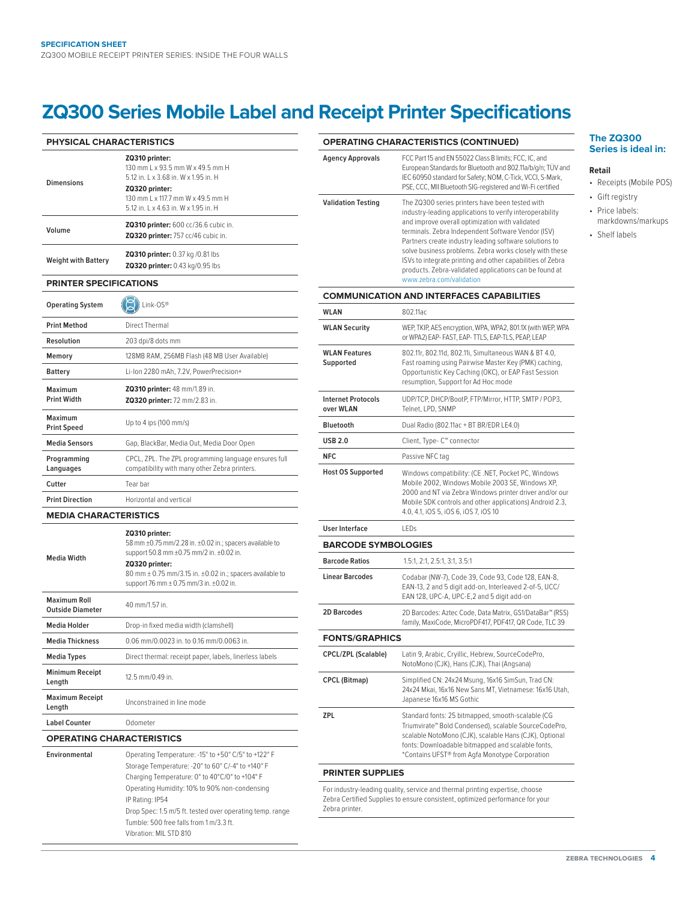# ZQ300 Series Mobile Label and Receipt Printer Specifications

| PHYSICAL CHARACTERISTICS | |
|---|---|
| Dimensions | **ZQ310 printer:** 130 mm L x 93.5 mm W x 49.5 mm H 5.12 in. L x 3.68 in. W x 1.95 in. H **ZQ320 printer:** 130 mm L x 117.7 mm W x 49.5 mm H 5.12 in. L x 4.63 in. W x 1.95 in. H |
| Volume | **ZQ310 printer:** 600 cc/36.6 cubic in. **ZQ320 printer:** 757 cc/46 cubic in. |
| Weight with Battery | **ZQ310 printer:** 0.37 kg /0.81 lbs **ZQ320 printer:** 0.43 kg/0.95 lbs |

| PRINTER SPECIFICATIONS | |
|---|---|
| Operating System | Link-OS® |
| Print Method | Direct Thermal |
| Resolution | 203 dpi/8 dots mm |
| Memory | 128MB RAM, 256MB Flash (48 MB User Available) |
| Battery | Li-Ion 2280 mAh, 7.2V, PowerPrecision+ |
| Maximum Print Width | **ZQ310 printer:** 48 mm/1.89 in. **ZQ320 printer:** 72 mm/2.83 in. |
| Maximum Print Speed | Up to 4 ips (100 mm/s) |
| Media Sensors | Gap, BlackBar, Media Out, Media Door Open |
| Programming Languages | CPCL, ZPL. The ZPL programming language ensures full compatibility with many other Zebra printers. |
| Cutter | Tear bar |
| Print Direction | Horizontal and vertical |

| MEDIA CHARACTERISTICS | |
|---|---|
| Media Width | **ZQ310 printer:** 58 mm ±0.75 mm/2.28 in. ±0.02 in.; spacers available to support 50.8 mm ±0.75 mm/2 in. ±0.02 in. **ZQ320 printer:** 80 mm ± 0.75 mm/3.15 in. ±0.02 in.; spacers available to support 76 mm ± 0.75 mm/3 in. ±0.02 in. |
| Maximum Roll Outside Diameter | 40 mm/1.57 in. |
| Media Holder | Drop-in fixed media width (clamshell) |
| Media Thickness | 0.06 mm/0.0023 in. to 0.16 mm/0.0063 in. |
| Media Types | Direct thermal: receipt paper, labels, linerless labels |
| Minimum Receipt Length | 12.5 mm/0.49 in. |
| Maximum Receipt Length | Unconstrained in line mode |
| Label Counter | Odometer |

| OPERATING CHARACTERISTICS | |
|---|---|
| Environmental | Operating Temperature: -15° to +50° C/5° to +122° F<br>Storage Temperature: -20° to 60° C/-4° to +140° F<br>Charging Temperature: 0° to 40°C/0° to +104° F<br>Operating Humidity: 10% to 90% non-condensing<br>IP Rating: IP54<br>Drop Spec: 1.5 m/5 ft. tested over operating temp. range<br>Tumble: 500 free falls from 1 m/3.3 ft.<br>Vibration: MIL STD 810 |

| OPERATING CHARACTERISTICS (CONTINUED) | |
|---|---|
| Agency Approvals | FCC Part 15 and EN 55022 Class B limits; FCC, IC, and European Standards for Bluetooth and 802.11a/b/g/n; TÜV and IEC 60950 standard for Safety; NOM, C-Tick, VCCI, S-Mark, PSE, CCC, MII Bluetooth SIG-registered and Wi-Fi certified |
| Validation Testing | The ZQ300 series printers have been tested with industry-leading applications to verify interoperability and improve overall optimization with validated terminals. Zebra Independent Software Vendor (ISV) Partners create industry leading software solutions to solve business problems. Zebra works closely with these ISVs to integrate printing and other capabilities of Zebra products. Zebra-validated applications can be found at www.zebra.com/validation |

| COMMUNICATION AND INTERFACES CAPABILITIES | |
|---|---|
| WLAN | 802.11ac |
| WLAN Security | WEP, TKIP, AES encryption, WPA, WPA2, 801.1X (with WEP, WPA or WPA2) EAP- FAST, EAP- TTLS, EAP-TLS, PEAP, LEAP |
| WLAN Features Supported | 802.11r, 802.11d, 802.11i, Simultaneous WAN & BT 4.0, Fast roaming using Pairwise Master Key (PMK) caching, Opportunistic Key Caching (OKC), or EAP Fast Session resumption, Support for Ad Hoc mode |
| Internet Protocols over WLAN | UDP/TCP, DHCP/BootP, FTP/Mirror, HTTP, SMTP / POP3, Telnet, LPD, SNMP |
| Bluetooth | Dual Radio (802.11ac + BT BR/EDR LE4.0) |
| USB 2.0 | Client, Type- C™ connector |
| NFC | Passive NFC tag |
| Host OS Supported | Windows compatibility: (CE .NET, Pocket PC, Windows Mobile 2002, Windows Mobile 2003 SE, Windows XP, 2000 and NT via Zebra Windows printer driver and/or our Mobile SDK controls and other applications) Android 2.3, 4.0, 4.1, iOS 5, iOS 6, iOS 7, iOS 10 |
| User Interface | LEDs |

| BARCODE SYMBOLOGIES | |
|---|---|
| Barcode Ratios | 1.5:1, 2:1, 2.5:1, 3:1, 3.5:1 |
| Linear Barcodes | Codabar (NW-7), Code 39, Code 93, Code 128, EAN-8, EAN-13, 2 and 5 digit add-on, Interleaved 2-of-5, UCC/EAN 128, UPC-A, UPC-E,2 and 5 digit add-on |
| 2D Barcodes | 2D Barcodes: Aztec Code, Data Matrix, GS1/DataBar™ (RSS) family, MaxiCode, MicroPDF417, PDF417, QR Code, TLC 39 |

| FONTS/GRAPHICS | |
|---|---|
| CPCL/ZPL (Scalable) | Latin 9, Arabic, Cryillic, Hebrew, SourceCodePro, NotoMono (CJK), Hans (CJK), Thai (Angsana) |
| CPCL (Bitmap) | Simplified CN: 24x24 Msung, 16x16 SimSun, Trad CN: 24x24 Mkai, 16x16 New Sans MT, Vietnamese: 16x16 Utah, Japanese 16x16 MS Gothic |
| ZPL | Standard fonts: 25 bitmapped, smooth-scalable (CG Triumvirate™ Bold Condensed), scalable SourceCodePro, scalable NotoMono (CJK), scalable Hans (CJK), Optional fonts: Downloadable bitmapped and scalable fonts, *Contains UFST® from Agfa Monotype Corporation |

## PRINTER SUPPLIES

For industry-leading quality, service and thermal printing expertise, choose Zebra Certified Supplies to ensure consistent, optimized performance for your Zebra printer.

## The ZQ300 Series is ideal in:

**Retail**

- Receipts (Mobile POS)
- Gift registry
- Price labels: markdowns/markups
- Shelf labels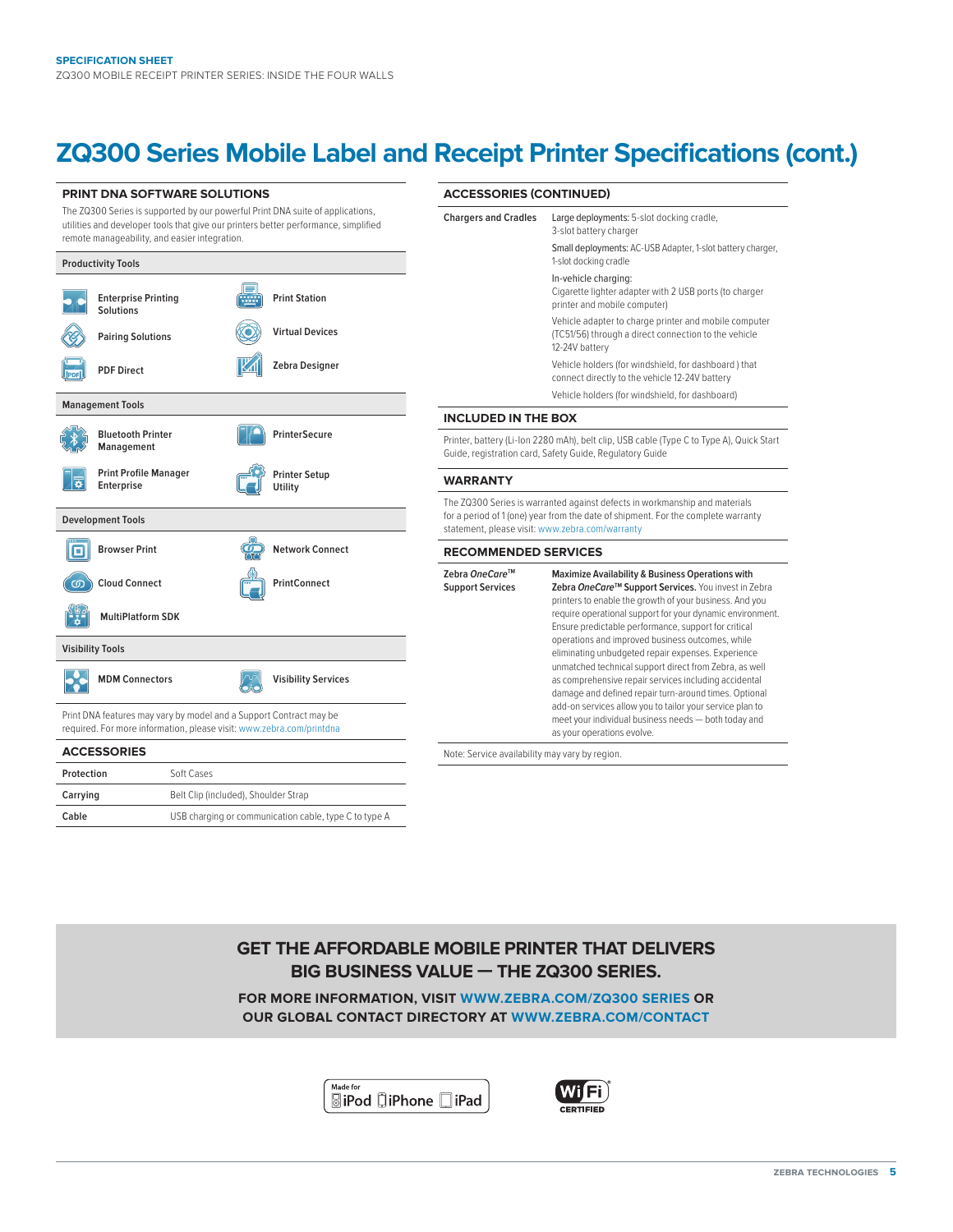# ZQ300 Series Mobile Label and Receipt Printer Specifications (cont.)

## PRINT DNA SOFTWARE SOLUTIONS

The ZQ300 Series is supported by our powerful Print DNA suite of applications, utilities and developer tools that give our printers better performance, simplified remote manageability, and easier integration.

### Productivity Tools

- Enterprise Printing Solutions
- Print Station
- Pairing Solutions
- Virtual Devices
- PDF Direct
- Zebra Designer

### Management Tools

- Bluetooth Printer Management
- PrinterSecure
- Print Profile Manager Enterprise
- Printer Setup Utility

### Development Tools

- Browser Print
- Network Connect
- Cloud Connect
- PrintConnect
- MultiPlatform SDK

### Visibility Tools

- MDM Connectors
- Visibility Services

Print DNA features may vary by model and a Support Contract may be required. For more information, please visit: www.zebra.com/printdna

## ACCESSORIES

| | |
|---|---|
| **Protection** | Soft Cases |
| **Carrying** | Belt Clip (included), Shoulder Strap |
| **Cable** | USB charging or communication cable, type C to type A |

## ACCESSORIES (CONTINUED)

**Chargers and Cradles**

- Large deployments: 5-slot docking cradle, 3-slot battery charger
- Small deployments: AC-USB Adapter, 1-slot battery charger, 1-slot docking cradle
- In-vehicle charging: Cigarette lighter adapter with 2 USB ports (to charger printer and mobile computer)
- Vehicle adapter to charge printer and mobile computer (TC51/56) through a direct connection to the vehicle 12-24V battery
- Vehicle holders (for windshield, for dashboard ) that connect directly to the vehicle 12-24V battery
- Vehicle holders (for windshield, for dashboard)

## INCLUDED IN THE BOX

Printer, battery (Li-Ion 2280 mAh), belt clip, USB cable (Type C to Type A), Quick Start Guide, registration card, Safety Guide, Regulatory Guide

## WARRANTY

The ZQ300 Series is warranted against defects in workmanship and materials for a period of 1 (one) year from the date of shipment. For the complete warranty statement, please visit: www.zebra.com/warranty

## RECOMMENDED SERVICES

**Zebra *OneCare*™ Support Services**

**Maximize Availability & Business Operations with Zebra *OneCare*™ Support Services.** You invest in Zebra printers to enable the growth of your business. And you require operational support for your dynamic environment. Ensure predictable performance, support for critical operations and improved business outcomes, while eliminating unbudgeted repair expenses. Experience unmatched technical support direct from Zebra, as well as comprehensive repair services including accidental damage and defined repair turn-around times. Optional add-on services allow you to tailor your service plan to meet your individual business needs — both today and as your operations evolve.

Note: Service availability may vary by region.

## GET THE AFFORDABLE MOBILE PRINTER THAT DELIVERS BIG BUSINESS VALUE — THE ZQ300 SERIES.

**FOR MORE INFORMATION, VISIT WWW.ZEBRA.COM/ZQ300 SERIES OR OUR GLOBAL CONTACT DIRECTORY AT WWW.ZEBRA.COM/CONTACT**

Made for iPod iPhone iPad

Wi-Fi CERTIFIED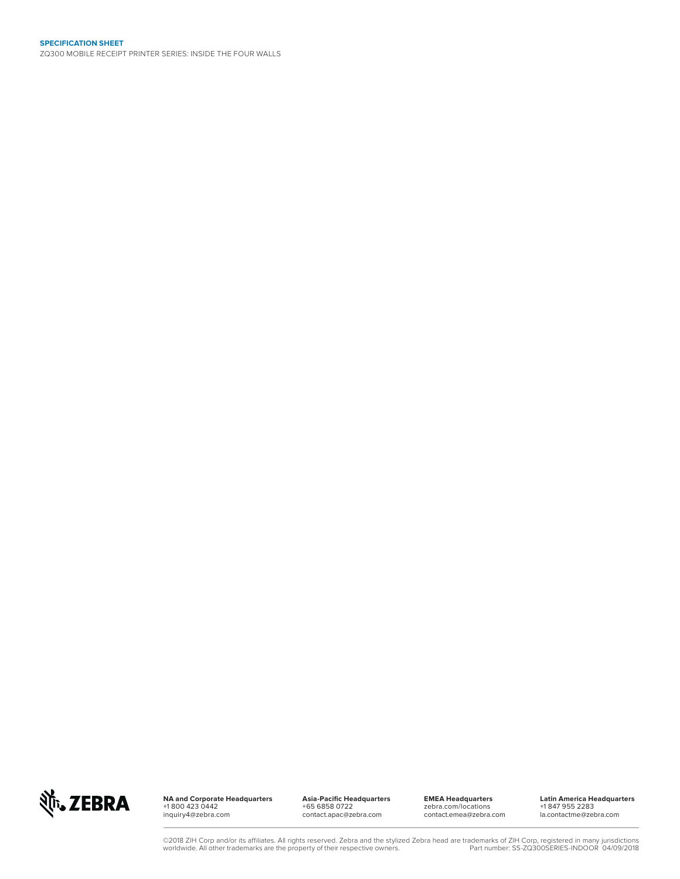**NA and Corporate Headquarters**
+1 800 423 0442
inquiry4@zebra.com

**Asia-Pacific Headquarters**
+65 6858 0722
contact.apac@zebra.com

**EMEA Headquarters**
zebra.com/locations
contact.emea@zebra.com

**Latin America Headquarters**
+1 847 955 2283
la.contactme@zebra.com

©2018 ZIH Corp and/or its affiliates. All rights reserved. Zebra and the stylized Zebra head are trademarks of ZIH Corp, registered in many jurisdictions worldwide. All other trademarks are the property of their respective owners. Part number: SS-ZQ300SERIES-INDOOR 04/09/2018